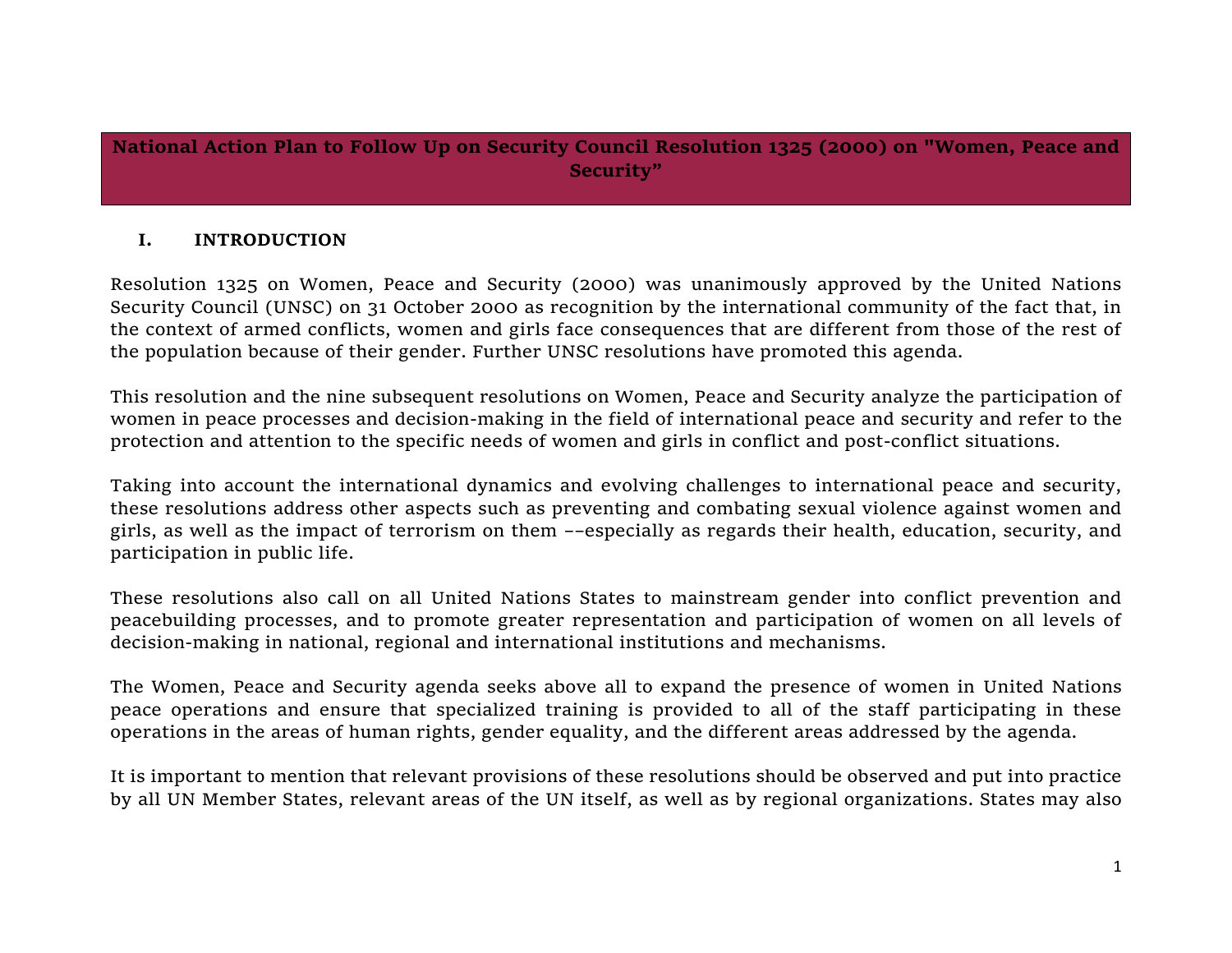# National Action Plan to Follow Up on Security Council Resolution 1325 (2000) on "Women, Peace and Security"

## I. INTRODUCTION

Resolution 1325 on Women, Peace and Security (2000) was unanimously approved by the United Nations Security Council (UNSC) on 31 October 2000 as recognition by the international community of the fact that, in the context of armed conflicts, women and girls face consequences that are different from those of the rest of the population because of their gender. Further UNSC resolutions have promoted this agenda.

This resolution and the nine subsequent resolutions on Women, Peace and Security analyze the participation of women in peace processes and decision-making in the field of international peace and security and refer to the protection and attention to the specific needs of women and girls in conflict and post-conflict situations.

Taking into account the international dynamics and evolving challenges to international peace and security, these resolutions address other aspects such as preventing and combating sexual violence against women and girls, as well as the impact of terrorism on them ––especially as regards their health, education, security, and participation in public life.

These resolutions also call on all United Nations States to mainstream gender into conflict prevention and peacebuilding processes, and to promote greater representation and participation of women on all levels of decision-making in national, regional and international institutions and mechanisms.

The Women, Peace and Security agenda seeks above all to expand the presence of women in United Nations peace operations and ensure that specialized training is provided to all of the staff participating in these operations in the areas of human rights, gender equality, and the different areas addressed by the agenda.

It is important to mention that relevant provisions of these resolutions should be observed and put into practice by all UN Member States, relevant areas of the UN itself, as well as by regional organizations. States may also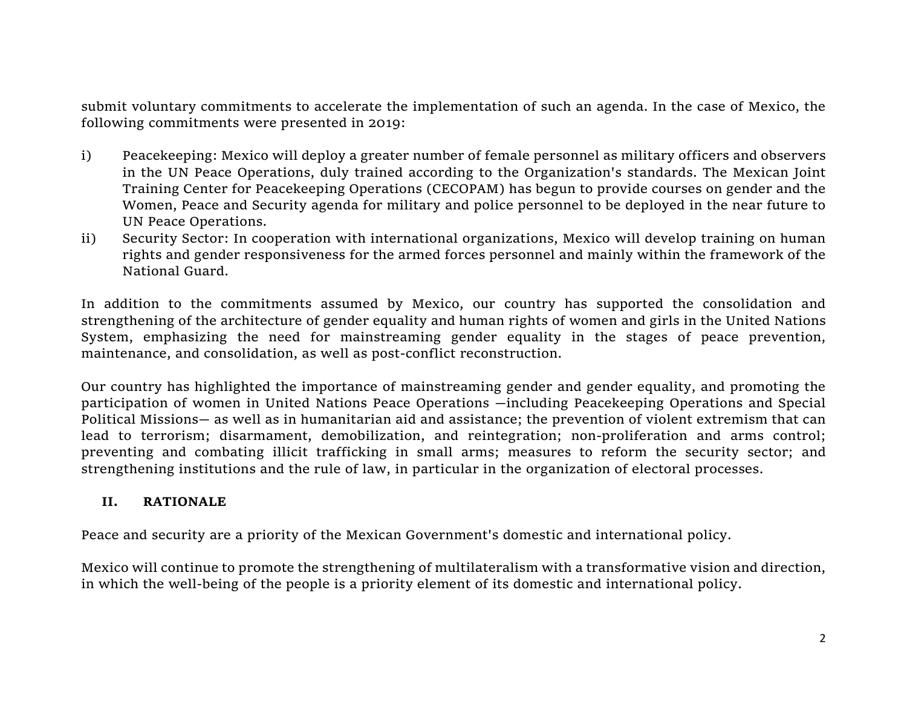submit voluntary commitments to accelerate the implementation of such an agenda. In the case of Mexico, the following commitments were presented in 2019:

i) Peacekeeping: Mexico will deploy a greater number of female personnel as military officers and observers in the UN Peace Operations, duly trained according to the Organization's standards. The Mexican Joint Training Center for Peacekeeping Operations (CECOPAM) has begun to provide courses on gender and the Women, Peace and Security agenda for military and police personnel to be deployed in the near future to UN Peace Operations.
ii) Security Sector: In cooperation with international organizations, Mexico will develop training on human rights and gender responsiveness for the armed forces personnel and mainly within the framework of the National Guard.

In addition to the commitments assumed by Mexico, our country has supported the consolidation and strengthening of the architecture of gender equality and human rights of women and girls in the United Nations System, emphasizing the need for mainstreaming gender equality in the stages of peace prevention, maintenance, and consolidation, as well as post-conflict reconstruction.

Our country has highlighted the importance of mainstreaming gender and gender equality, and promoting the participation of women in United Nations Peace Operations —including Peacekeeping Operations and Special Political Missions— as well as in humanitarian aid and assistance; the prevention of violent extremism that can lead to terrorism; disarmament, demobilization, and reintegration; non-proliferation and arms control; preventing and combating illicit trafficking in small arms; measures to reform the security sector; and strengthening institutions and the rule of law, in particular in the organization of electoral processes.

## II. RATIONALE

Peace and security are a priority of the Mexican Government's domestic and international policy.

Mexico will continue to promote the strengthening of multilateralism with a transformative vision and direction, in which the well-being of the people is a priority element of its domestic and international policy.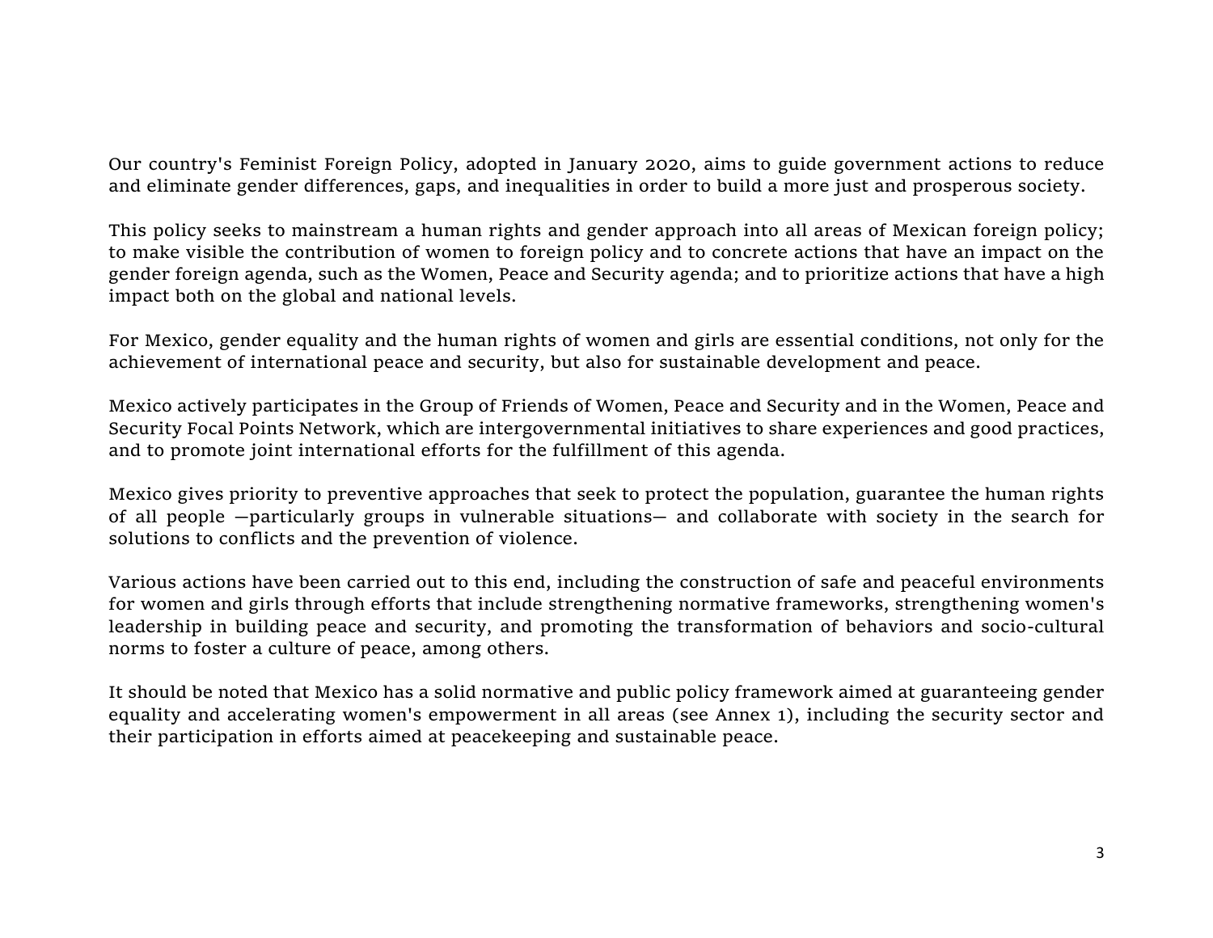Our country's Feminist Foreign Policy, adopted in January 2020, aims to guide government actions to reduce and eliminate gender differences, gaps, and inequalities in order to build a more just and prosperous society.

This policy seeks to mainstream a human rights and gender approach into all areas of Mexican foreign policy; to make visible the contribution of women to foreign policy and to concrete actions that have an impact on the gender foreign agenda, such as the Women, Peace and Security agenda; and to prioritize actions that have a high impact both on the global and national levels.

For Mexico, gender equality and the human rights of women and girls are essential conditions, not only for the achievement of international peace and security, but also for sustainable development and peace.

Mexico actively participates in the Group of Friends of Women, Peace and Security and in the Women, Peace and Security Focal Points Network, which are intergovernmental initiatives to share experiences and good practices, and to promote joint international efforts for the fulfillment of this agenda.

Mexico gives priority to preventive approaches that seek to protect the population, guarantee the human rights of all people —particularly groups in vulnerable situations— and collaborate with society in the search for solutions to conflicts and the prevention of violence.

Various actions have been carried out to this end, including the construction of safe and peaceful environments for women and girls through efforts that include strengthening normative frameworks, strengthening women's leadership in building peace and security, and promoting the transformation of behaviors and socio-cultural norms to foster a culture of peace, among others.

It should be noted that Mexico has a solid normative and public policy framework aimed at guaranteeing gender equality and accelerating women's empowerment in all areas (see Annex 1), including the security sector and their participation in efforts aimed at peacekeeping and sustainable peace.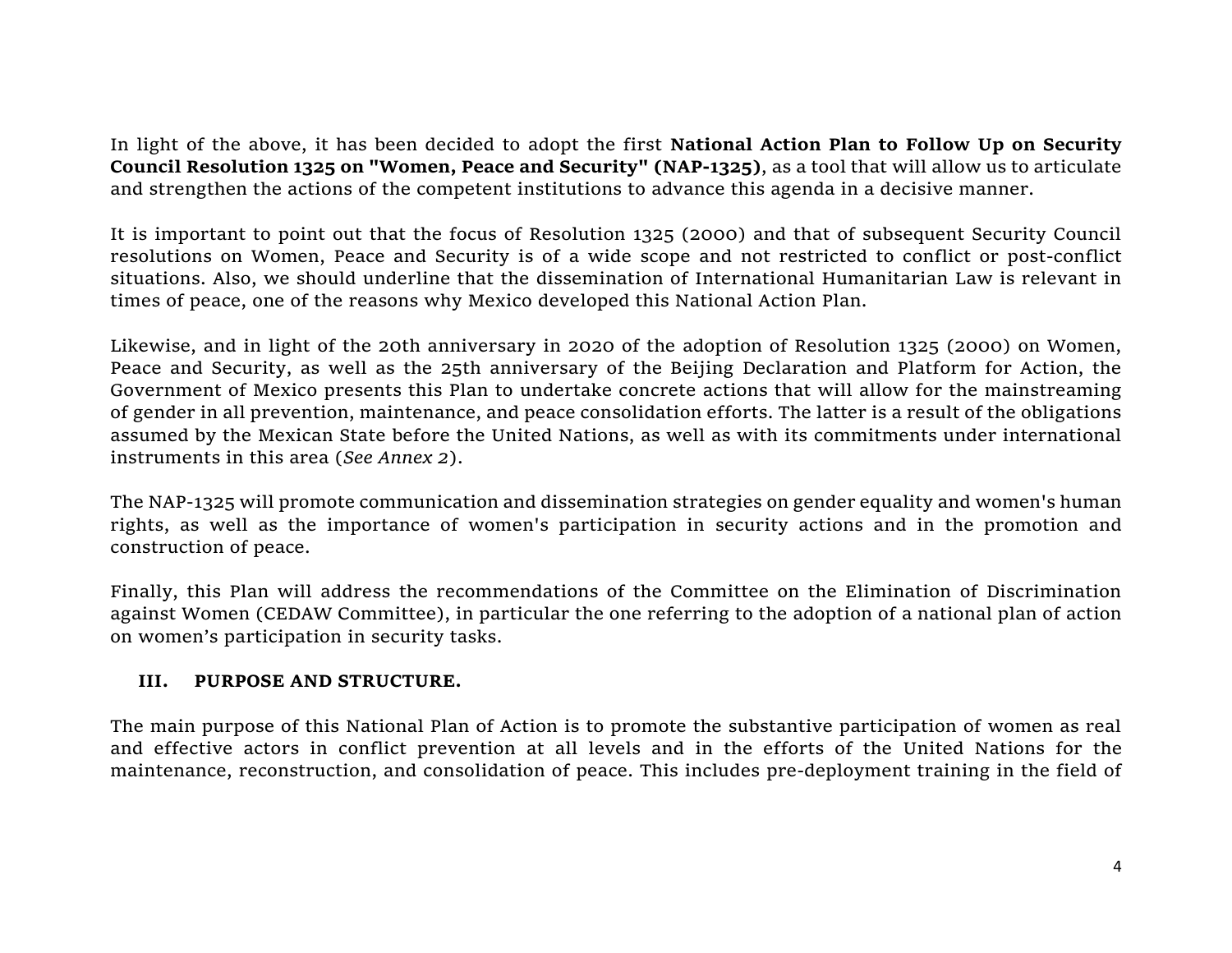In light of the above, it has been decided to adopt the first **National Action Plan to Follow Up on Security Council Resolution 1325 on "Women, Peace and Security" (NAP-1325)**, as a tool that will allow us to articulate and strengthen the actions of the competent institutions to advance this agenda in a decisive manner.

It is important to point out that the focus of Resolution 1325 (2000) and that of subsequent Security Council resolutions on Women, Peace and Security is of a wide scope and not restricted to conflict or post-conflict situations. Also, we should underline that the dissemination of International Humanitarian Law is relevant in times of peace, one of the reasons why Mexico developed this National Action Plan.

Likewise, and in light of the 20th anniversary in 2020 of the adoption of Resolution 1325 (2000) on Women, Peace and Security, as well as the 25th anniversary of the Beijing Declaration and Platform for Action, the Government of Mexico presents this Plan to undertake concrete actions that will allow for the mainstreaming of gender in all prevention, maintenance, and peace consolidation efforts. The latter is a result of the obligations assumed by the Mexican State before the United Nations, as well as with its commitments under international instruments in this area (*See Annex 2*).

The NAP-1325 will promote communication and dissemination strategies on gender equality and women's human rights, as well as the importance of women's participation in security actions and in the promotion and construction of peace.

Finally, this Plan will address the recommendations of the Committee on the Elimination of Discrimination against Women (CEDAW Committee), in particular the one referring to the adoption of a national plan of action on women's participation in security tasks.

## III. PURPOSE AND STRUCTURE.

The main purpose of this National Plan of Action is to promote the substantive participation of women as real and effective actors in conflict prevention at all levels and in the efforts of the United Nations for the maintenance, reconstruction, and consolidation of peace. This includes pre-deployment training in the field of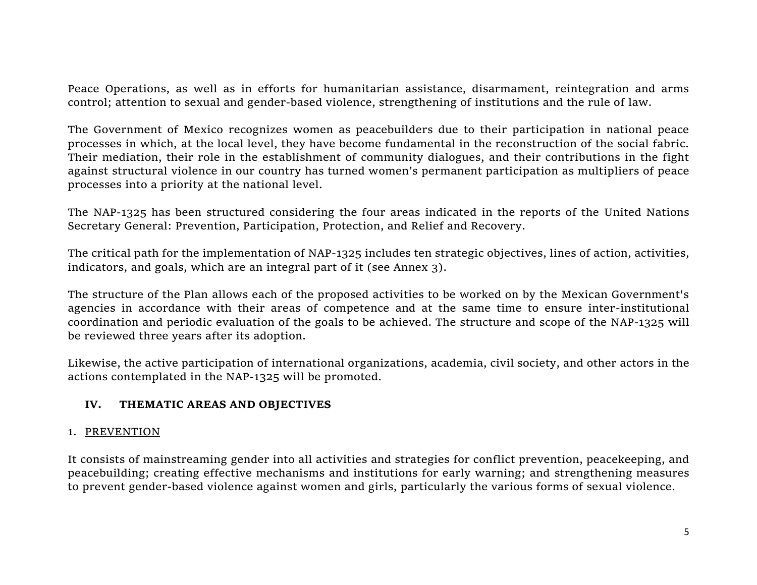Peace Operations, as well as in efforts for humanitarian assistance, disarmament, reintegration and arms control; attention to sexual and gender-based violence, strengthening of institutions and the rule of law.

The Government of Mexico recognizes women as peacebuilders due to their participation in national peace processes in which, at the local level, they have become fundamental in the reconstruction of the social fabric. Their mediation, their role in the establishment of community dialogues, and their contributions in the fight against structural violence in our country has turned women's permanent participation as multipliers of peace processes into a priority at the national level.

The NAP-1325 has been structured considering the four areas indicated in the reports of the United Nations Secretary General: Prevention, Participation, Protection, and Relief and Recovery.

The critical path for the implementation of NAP-1325 includes ten strategic objectives, lines of action, activities, indicators, and goals, which are an integral part of it (see Annex 3).

The structure of the Plan allows each of the proposed activities to be worked on by the Mexican Government's agencies in accordance with their areas of competence and at the same time to ensure inter-institutional coordination and periodic evaluation of the goals to be achieved. The structure and scope of the NAP-1325 will be reviewed three years after its adoption.

Likewise, the active participation of international organizations, academia, civil society, and other actors in the actions contemplated in the NAP-1325 will be promoted.

## IV. THEMATIC AREAS AND OBJECTIVES

### 1. PREVENTION

It consists of mainstreaming gender into all activities and strategies for conflict prevention, peacekeeping, and peacebuilding; creating effective mechanisms and institutions for early warning; and strengthening measures to prevent gender-based violence against women and girls, particularly the various forms of sexual violence.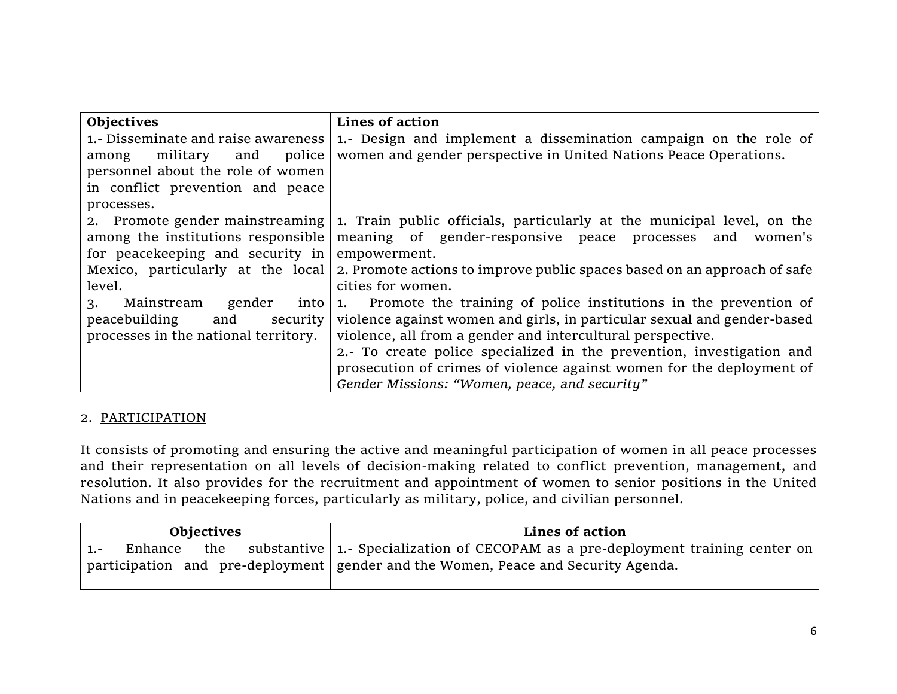| Objectives | Lines of action |
| --- | --- |
| 1.- Disseminate and raise awareness among military and police personnel about the role of women in conflict prevention and peace processes. | 1.- Design and implement a dissemination campaign on the role of women and gender perspective in United Nations Peace Operations. |
| 2. Promote gender mainstreaming among the institutions responsible for peacekeeping and security in Mexico, particularly at the local level. | 1. Train public officials, particularly at the municipal level, on the meaning of gender-responsive peace processes and women's empowerment.<br>2. Promote actions to improve public spaces based on an approach of safe cities for women. |
| 3. Mainstream gender into peacebuilding and security processes in the national territory. | 1. Promote the training of police institutions in the prevention of violence against women and girls, in particular sexual and gender-based violence, all from a gender and intercultural perspective.<br>2.- To create police specialized in the prevention, investigation and prosecution of crimes of violence against women for the deployment of *Gender Missions: "Women, peace, and security"* |

2. PARTICIPATION

It consists of promoting and ensuring the active and meaningful participation of women in all peace processes and their representation on all levels of decision-making related to conflict prevention, management, and resolution. It also provides for the recruitment and appointment of women to senior positions in the United Nations and in peacekeeping forces, particularly as military, police, and civilian personnel.

| Objectives | Lines of action |
| --- | --- |
| 1.- Enhance the substantive participation and pre-deployment | 1.- Specialization of CECOPAM as a pre-deployment training center on gender and the Women, Peace and Security Agenda. |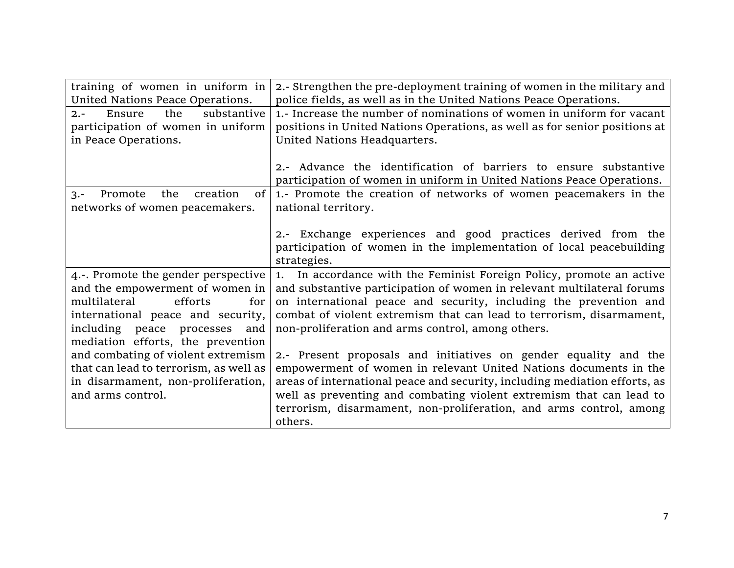| | |
|---|---|
| training of women in uniform in United Nations Peace Operations. | 2.- Strengthen the pre-deployment training of women in the military and police fields, as well as in the United Nations Peace Operations. |
| 2.- Ensure the substantive participation of women in uniform in Peace Operations. | 1.- Increase the number of nominations of women in uniform for vacant positions in United Nations Operations, as well as for senior positions at United Nations Headquarters.<br><br>2.- Advance the identification of barriers to ensure substantive participation of women in uniform in United Nations Peace Operations. |
| 3.- Promote the creation of networks of women peacemakers. | 1.- Promote the creation of networks of women peacemakers in the national territory.<br><br>2.- Exchange experiences and good practices derived from the participation of women in the implementation of local peacebuilding strategies. |
| 4.-. Promote the gender perspective and the empowerment of women in multilateral efforts for international peace and security, including peace processes and mediation efforts, the prevention and combating of violent extremism that can lead to terrorism, as well as in disarmament, non-proliferation, and arms control. | 1. In accordance with the Feminist Foreign Policy, promote an active and substantive participation of women in relevant multilateral forums on international peace and security, including the prevention and combat of violent extremism that can lead to terrorism, disarmament, non-proliferation and arms control, among others.<br><br>2.- Present proposals and initiatives on gender equality and the empowerment of women in relevant United Nations documents in the areas of international peace and security, including mediation efforts, as well as preventing and combating violent extremism that can lead to terrorism, disarmament, non-proliferation, and arms control, among others. |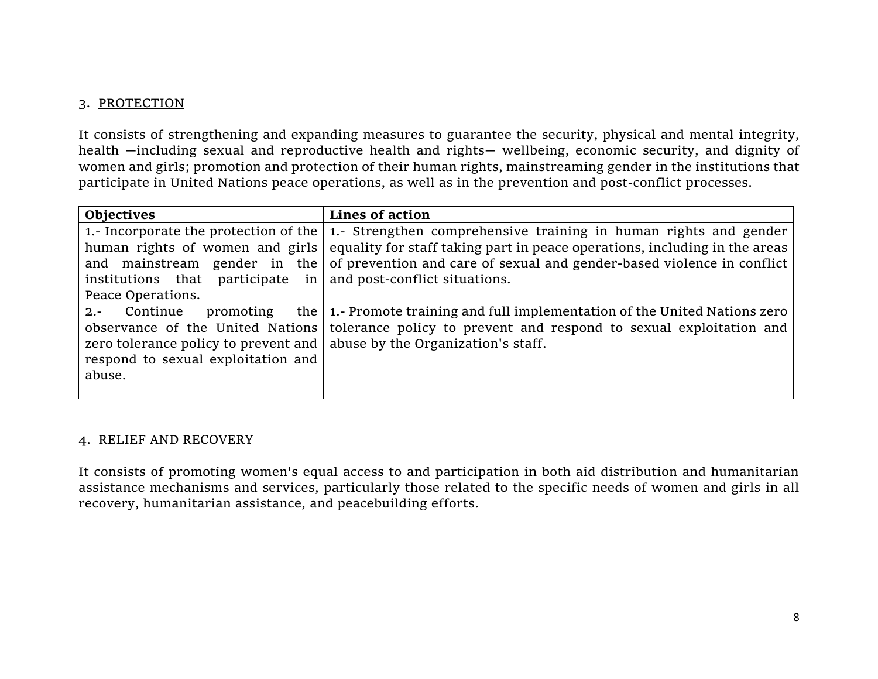## 3. PROTECTION

It consists of strengthening and expanding measures to guarantee the security, physical and mental integrity, health —including sexual and reproductive health and rights— wellbeing, economic security, and dignity of women and girls; promotion and protection of their human rights, mainstreaming gender in the institutions that participate in United Nations peace operations, as well as in the prevention and post-conflict processes.

| **Objectives** | **Lines of action** |
|---|---|
| 1.- Incorporate the protection of the human rights of women and girls and mainstream gender in the institutions that participate in Peace Operations. | 1.- Strengthen comprehensive training in human rights and gender equality for staff taking part in peace operations, including in the areas of prevention and care of sexual and gender-based violence in conflict and post-conflict situations. |
| 2.- Continue promoting the observance of the United Nations zero tolerance policy to prevent and respond to sexual exploitation and abuse. | 1.- Promote training and full implementation of the United Nations zero tolerance policy to prevent and respond to sexual exploitation and abuse by the Organization's staff. |

## 4. RELIEF AND RECOVERY

It consists of promoting women's equal access to and participation in both aid distribution and humanitarian assistance mechanisms and services, particularly those related to the specific needs of women and girls in all recovery, humanitarian assistance, and peacebuilding efforts.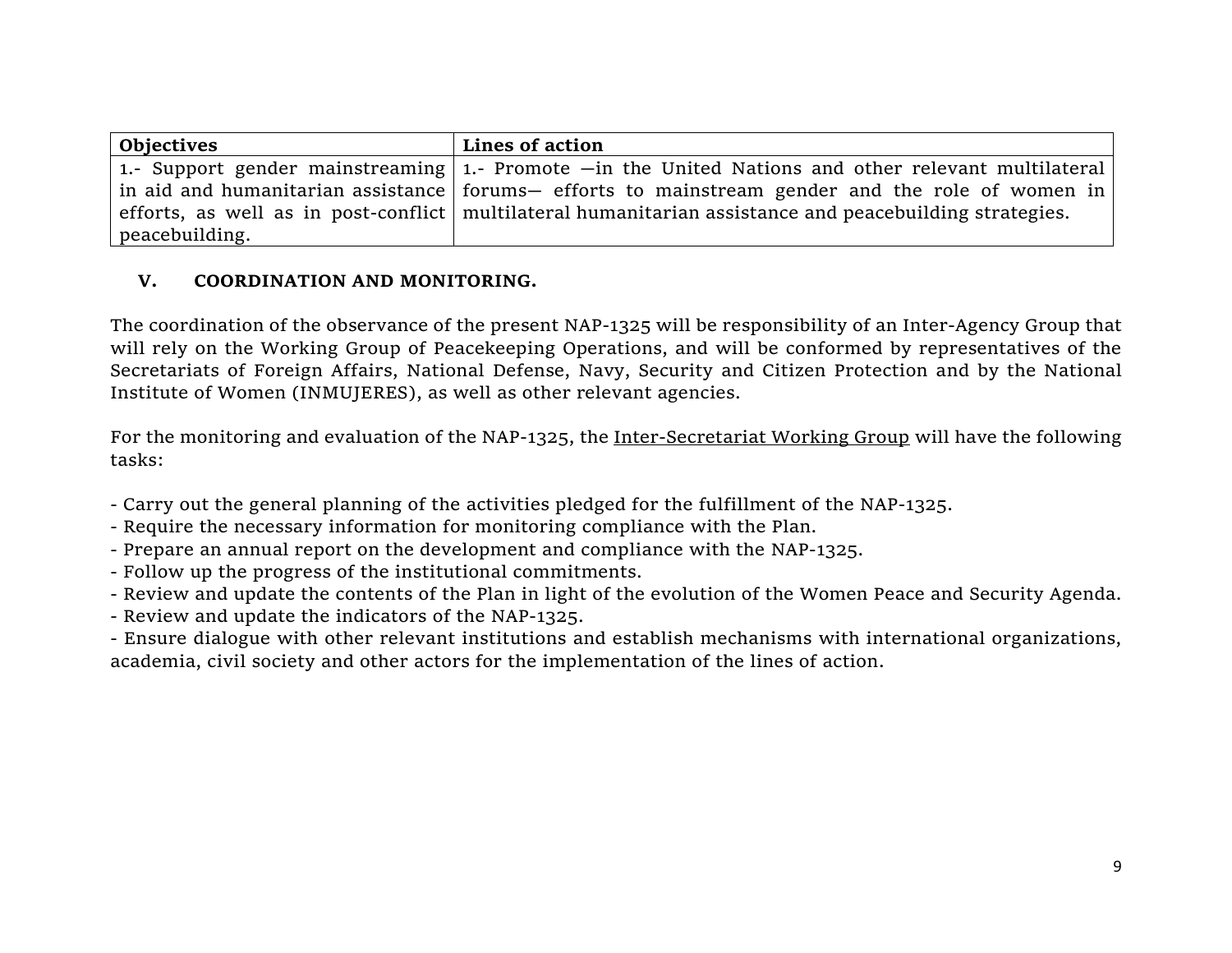| Objectives | Lines of action |
|---|---|
| 1.- Support gender mainstreaming in aid and humanitarian assistance efforts, as well as in post-conflict peacebuilding. | 1.- Promote —in the United Nations and other relevant multilateral forums— efforts to mainstream gender and the role of women in multilateral humanitarian assistance and peacebuilding strategies. |

## V. COORDINATION AND MONITORING.

The coordination of the observance of the present NAP-1325 will be responsibility of an Inter-Agency Group that will rely on the Working Group of Peacekeeping Operations, and will be conformed by representatives of the Secretariats of Foreign Affairs, National Defense, Navy, Security and Citizen Protection and by the National Institute of Women (INMUJERES), as well as other relevant agencies.

For the monitoring and evaluation of the NAP-1325, the <u>Inter-Secretariat Working Group</u> will have the following tasks:

- Carry out the general planning of the activities pledged for the fulfillment of the NAP-1325.
- Require the necessary information for monitoring compliance with the Plan.
- Prepare an annual report on the development and compliance with the NAP-1325.
- Follow up the progress of the institutional commitments.
- Review and update the contents of the Plan in light of the evolution of the Women Peace and Security Agenda.
- Review and update the indicators of the NAP-1325.
- Ensure dialogue with other relevant institutions and establish mechanisms with international organizations, academia, civil society and other actors for the implementation of the lines of action.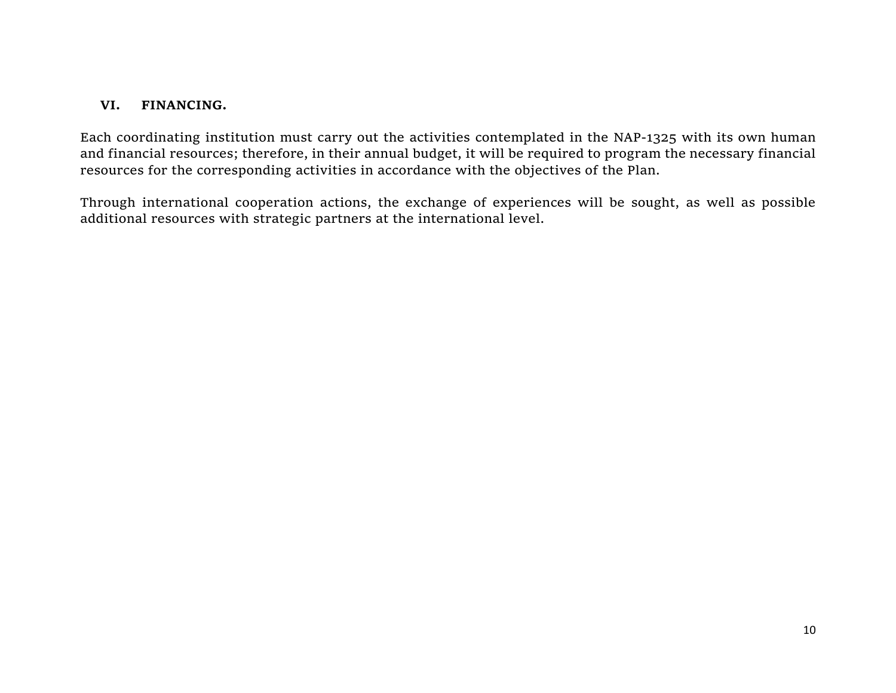## VI. FINANCING.

Each coordinating institution must carry out the activities contemplated in the NAP-1325 with its own human and financial resources; therefore, in their annual budget, it will be required to program the necessary financial resources for the corresponding activities in accordance with the objectives of the Plan.

Through international cooperation actions, the exchange of experiences will be sought, as well as possible additional resources with strategic partners at the international level.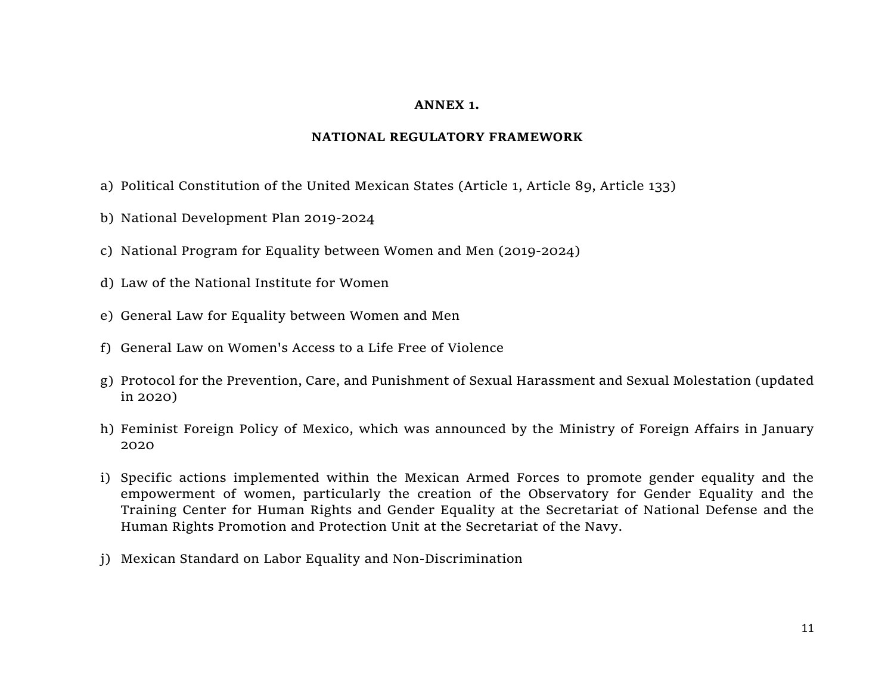**ANNEX 1.**

**NATIONAL REGULATORY FRAMEWORK**

a) Political Constitution of the United Mexican States (Article 1, Article 89, Article 133)

b) National Development Plan 2019-2024

c) National Program for Equality between Women and Men (2019-2024)

d) Law of the National Institute for Women

e) General Law for Equality between Women and Men

f) General Law on Women's Access to a Life Free of Violence

g) Protocol for the Prevention, Care, and Punishment of Sexual Harassment and Sexual Molestation (updated in 2020)

h) Feminist Foreign Policy of Mexico, which was announced by the Ministry of Foreign Affairs in January 2020

i) Specific actions implemented within the Mexican Armed Forces to promote gender equality and the empowerment of women, particularly the creation of the Observatory for Gender Equality and the Training Center for Human Rights and Gender Equality at the Secretariat of National Defense and the Human Rights Promotion and Protection Unit at the Secretariat of the Navy.

j) Mexican Standard on Labor Equality and Non-Discrimination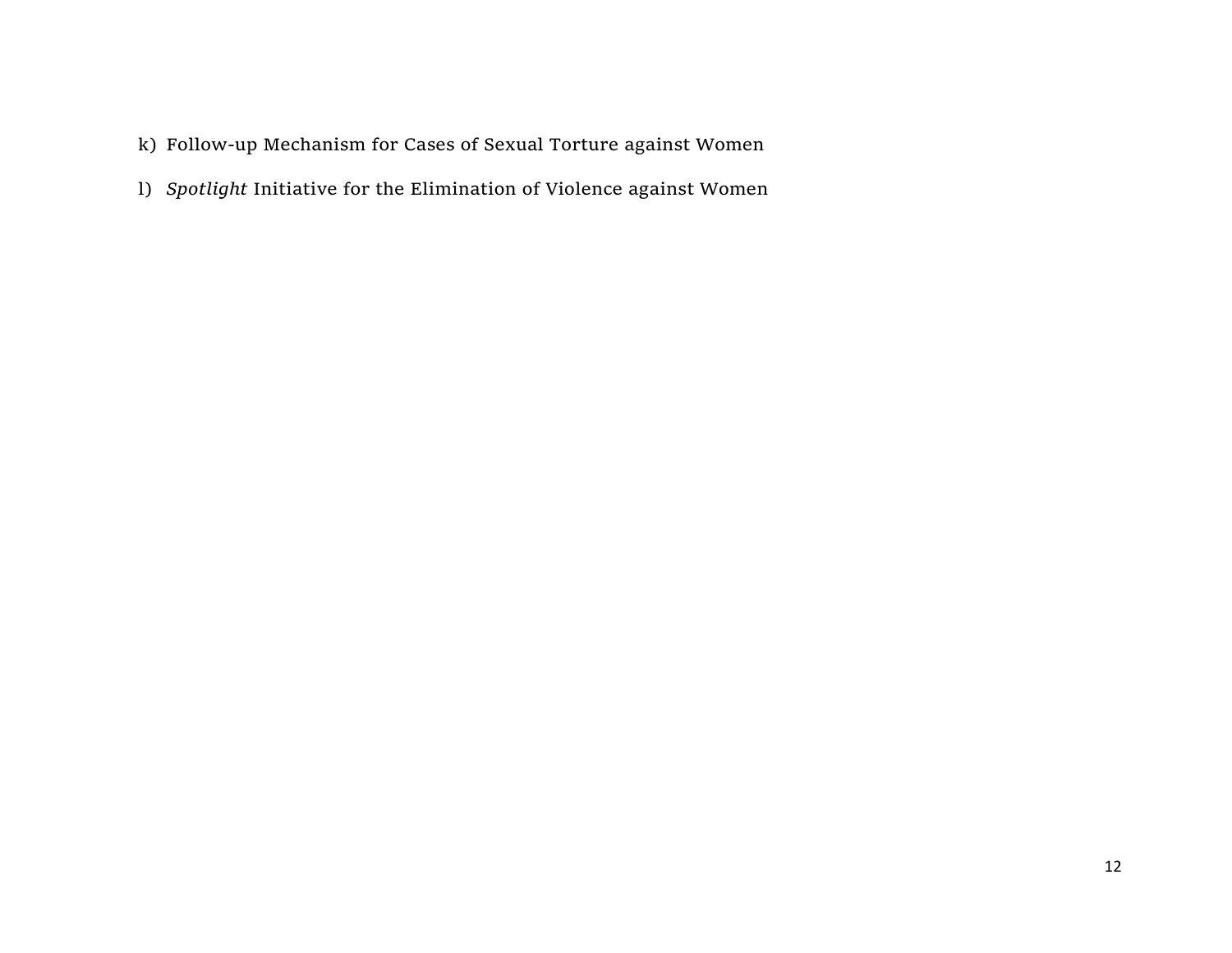k) Follow-up Mechanism for Cases of Sexual Torture against Women

l) *Spotlight* Initiative for the Elimination of Violence against Women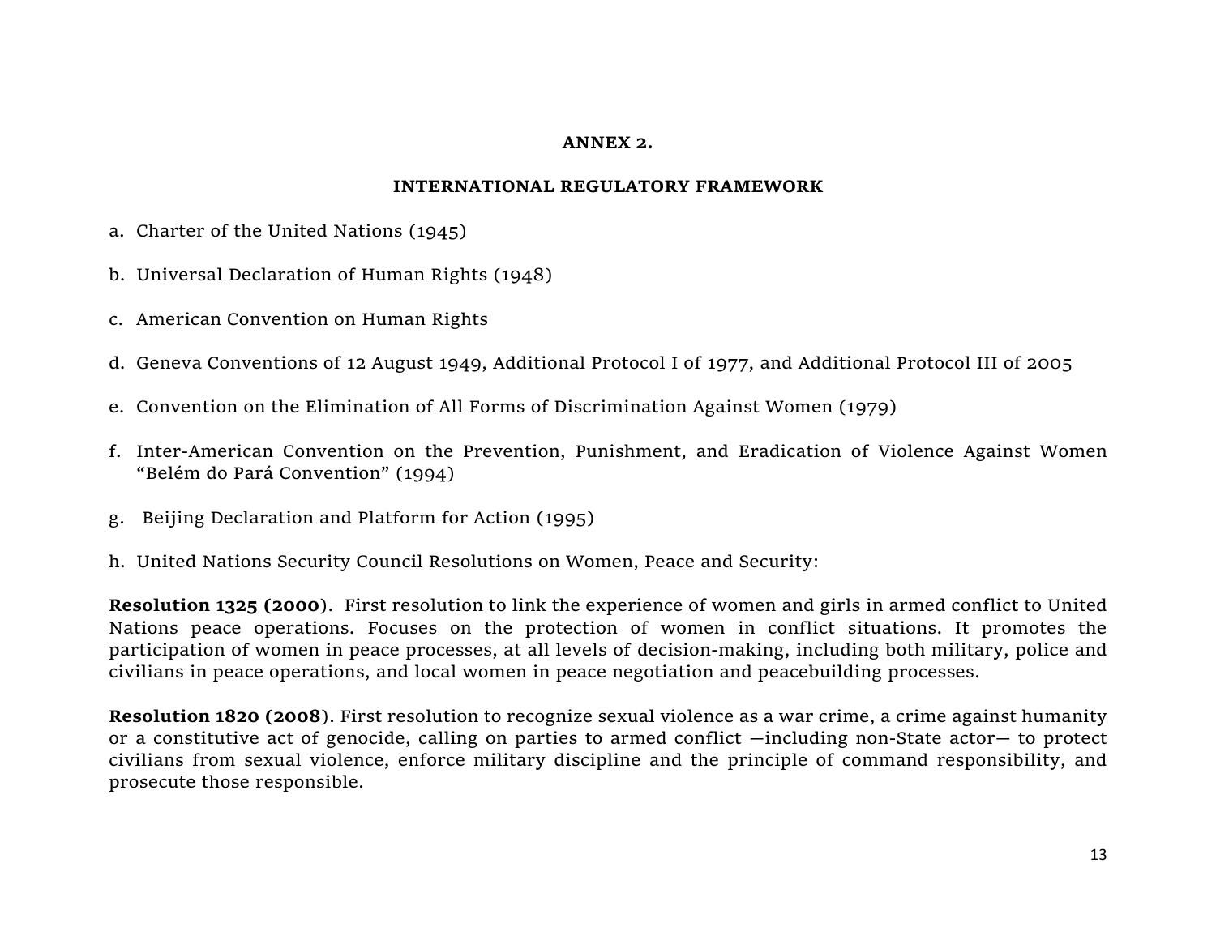## ANNEX 2.

## INTERNATIONAL REGULATORY FRAMEWORK

a. Charter of the United Nations (1945)

b. Universal Declaration of Human Rights (1948)

c. American Convention on Human Rights

d. Geneva Conventions of 12 August 1949, Additional Protocol I of 1977, and Additional Protocol III of 2005

e. Convention on the Elimination of All Forms of Discrimination Against Women (1979)

f. Inter-American Convention on the Prevention, Punishment, and Eradication of Violence Against Women "Belém do Pará Convention" (1994)

g. Beijing Declaration and Platform for Action (1995)

h. United Nations Security Council Resolutions on Women, Peace and Security:

**Resolution 1325 (2000**). First resolution to link the experience of women and girls in armed conflict to United Nations peace operations. Focuses on the protection of women in conflict situations. It promotes the participation of women in peace processes, at all levels of decision-making, including both military, police and civilians in peace operations, and local women in peace negotiation and peacebuilding processes.

**Resolution 1820 (2008**). First resolution to recognize sexual violence as a war crime, a crime against humanity or a constitutive act of genocide, calling on parties to armed conflict —including non-State actor— to protect civilians from sexual violence, enforce military discipline and the principle of command responsibility, and prosecute those responsible.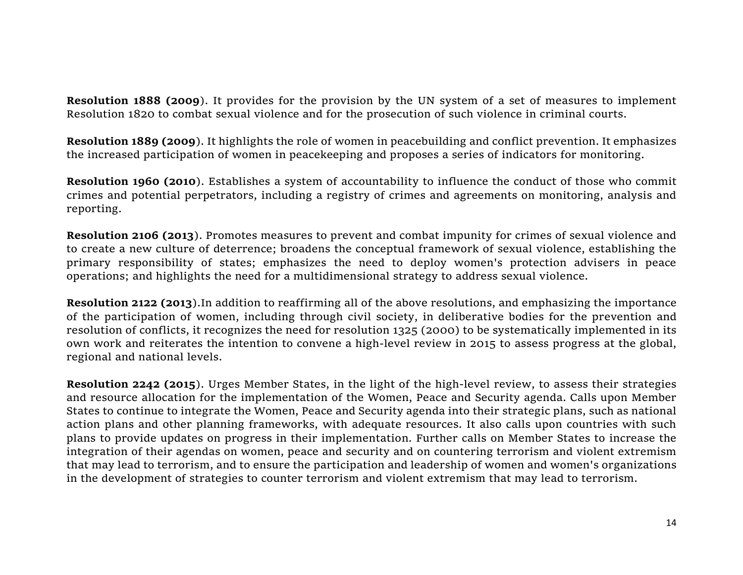**Resolution 1888 (2009**). It provides for the provision by the UN system of a set of measures to implement Resolution 1820 to combat sexual violence and for the prosecution of such violence in criminal courts.

**Resolution 1889 (2009**). It highlights the role of women in peacebuilding and conflict prevention. It emphasizes the increased participation of women in peacekeeping and proposes a series of indicators for monitoring.

**Resolution 1960 (2010**). Establishes a system of accountability to influence the conduct of those who commit crimes and potential perpetrators, including a registry of crimes and agreements on monitoring, analysis and reporting.

**Resolution 2106 (2013**). Promotes measures to prevent and combat impunity for crimes of sexual violence and to create a new culture of deterrence; broadens the conceptual framework of sexual violence, establishing the primary responsibility of states; emphasizes the need to deploy women's protection advisers in peace operations; and highlights the need for a multidimensional strategy to address sexual violence.

**Resolution 2122 (2013**).In addition to reaffirming all of the above resolutions, and emphasizing the importance of the participation of women, including through civil society, in deliberative bodies for the prevention and resolution of conflicts, it recognizes the need for resolution 1325 (2000) to be systematically implemented in its own work and reiterates the intention to convene a high-level review in 2015 to assess progress at the global, regional and national levels.

**Resolution 2242 (2015**). Urges Member States, in the light of the high-level review, to assess their strategies and resource allocation for the implementation of the Women, Peace and Security agenda. Calls upon Member States to continue to integrate the Women, Peace and Security agenda into their strategic plans, such as national action plans and other planning frameworks, with adequate resources. It also calls upon countries with such plans to provide updates on progress in their implementation. Further calls on Member States to increase the integration of their agendas on women, peace and security and on countering terrorism and violent extremism that may lead to terrorism, and to ensure the participation and leadership of women and women's organizations in the development of strategies to counter terrorism and violent extremism that may lead to terrorism.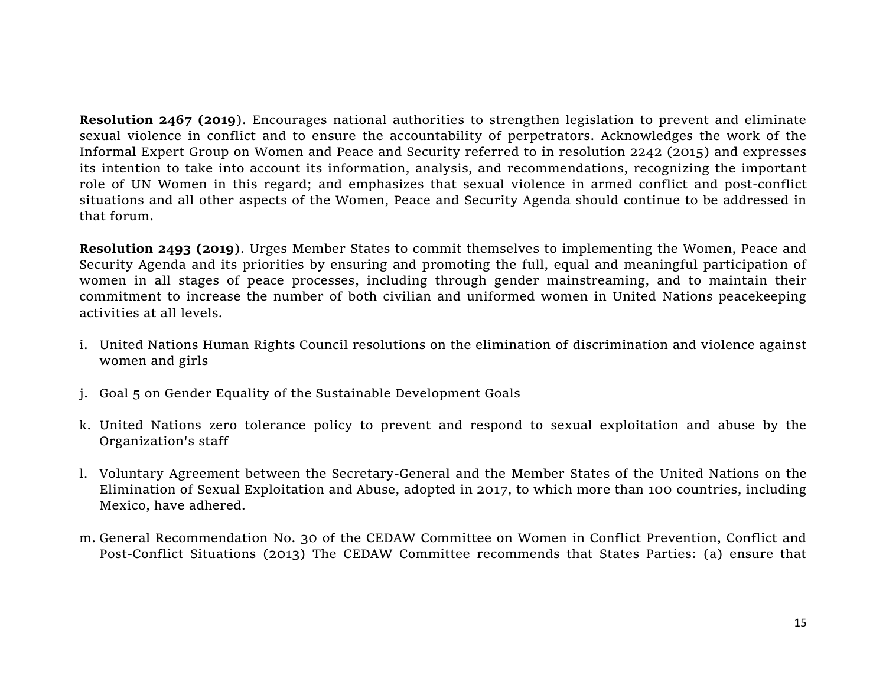**Resolution 2467 (2019**). Encourages national authorities to strengthen legislation to prevent and eliminate sexual violence in conflict and to ensure the accountability of perpetrators. Acknowledges the work of the Informal Expert Group on Women and Peace and Security referred to in resolution 2242 (2015) and expresses its intention to take into account its information, analysis, and recommendations, recognizing the important role of UN Women in this regard; and emphasizes that sexual violence in armed conflict and post-conflict situations and all other aspects of the Women, Peace and Security Agenda should continue to be addressed in that forum.

**Resolution 2493 (2019**). Urges Member States to commit themselves to implementing the Women, Peace and Security Agenda and its priorities by ensuring and promoting the full, equal and meaningful participation of women in all stages of peace processes, including through gender mainstreaming, and to maintain their commitment to increase the number of both civilian and uniformed women in United Nations peacekeeping activities at all levels.

i. United Nations Human Rights Council resolutions on the elimination of discrimination and violence against women and girls

j. Goal 5 on Gender Equality of the Sustainable Development Goals

k. United Nations zero tolerance policy to prevent and respond to sexual exploitation and abuse by the Organization's staff

l. Voluntary Agreement between the Secretary-General and the Member States of the United Nations on the Elimination of Sexual Exploitation and Abuse, adopted in 2017, to which more than 100 countries, including Mexico, have adhered.

m. General Recommendation No. 30 of the CEDAW Committee on Women in Conflict Prevention, Conflict and Post-Conflict Situations (2013) The CEDAW Committee recommends that States Parties: (a) ensure that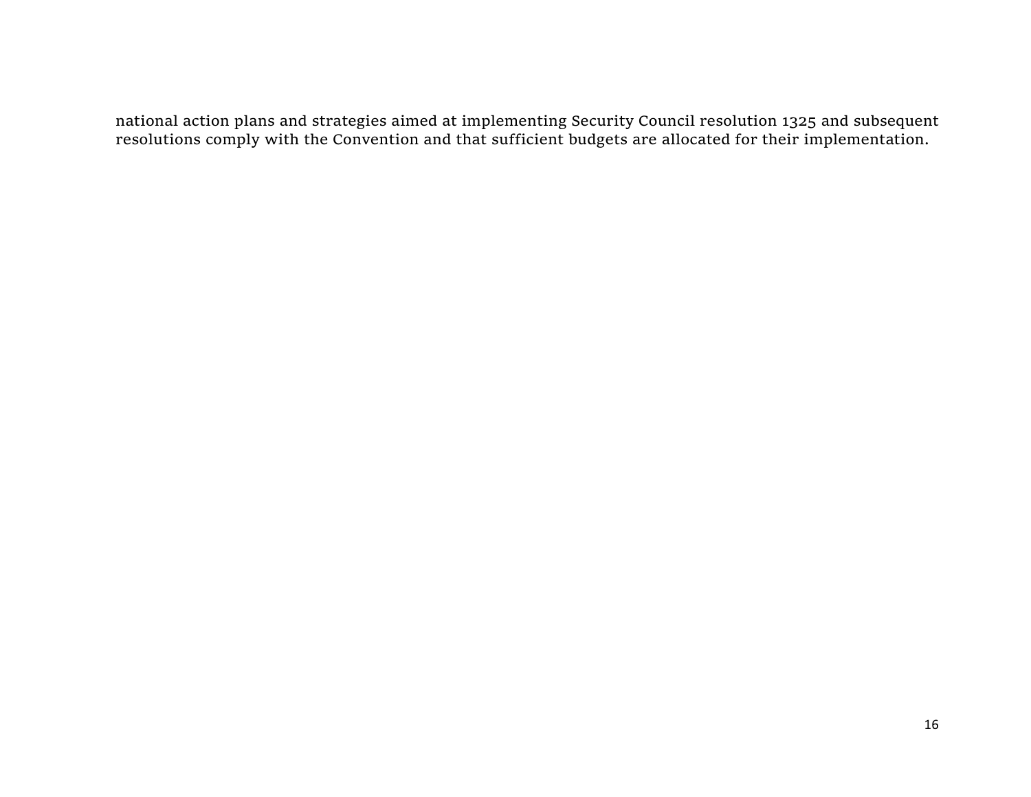national action plans and strategies aimed at implementing Security Council resolution 1325 and subsequent resolutions comply with the Convention and that sufficient budgets are allocated for their implementation.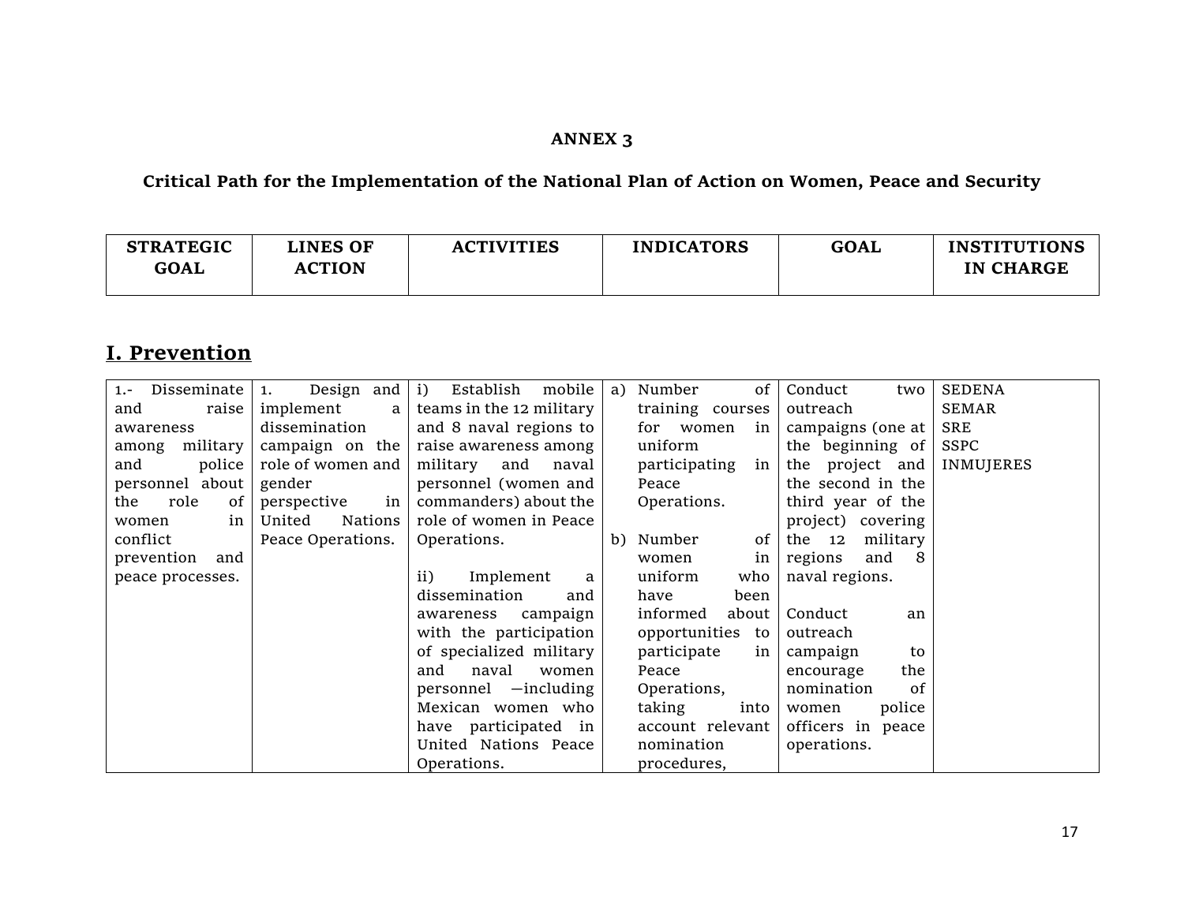**ANNEX 3**

**Critical Path for the Implementation of the National Plan of Action on Women, Peace and Security**

| STRATEGIC GOAL | LINES OF ACTION | ACTIVITIES | INDICATORS | GOAL | INSTITUTIONS IN CHARGE |
|---|---|---|---|---|---|

## I. Prevention

| STRATEGIC GOAL | LINES OF ACTION | ACTIVITIES | INDICATORS | GOAL | INSTITUTIONS IN CHARGE |
|---|---|---|---|---|---|
| 1.- Disseminate and raise awareness among military and police personnel about the role of women in conflict prevention and peace processes. | 1. Design and implement a dissemination campaign on the role of women and gender perspective in United Nations Peace Operations. | i) Establish mobile teams in the 12 military and 8 naval regions to raise awareness among military and naval personnel (women and commanders) about the role of women in Peace Operations.<br><br>ii) Implement a dissemination and awareness campaign with the participation of specialized military and naval women personnel —including Mexican women who have participated in United Nations Peace Operations. | a) Number of training courses for women in uniform participating in Peace Operations.<br><br>b) Number of women in uniform who have been informed about opportunities to participate in Peace Operations, taking into account relevant nomination procedures, | Conduct two outreach campaigns (one at the beginning of the project and the second in the third year of the project) covering the 12 military regions and 8 naval regions.<br><br>Conduct an outreach campaign to encourage the nomination of women police officers in peace operations. | SEDENA<br>SEMAR<br>SRE<br>SSPC<br>INMUJERES |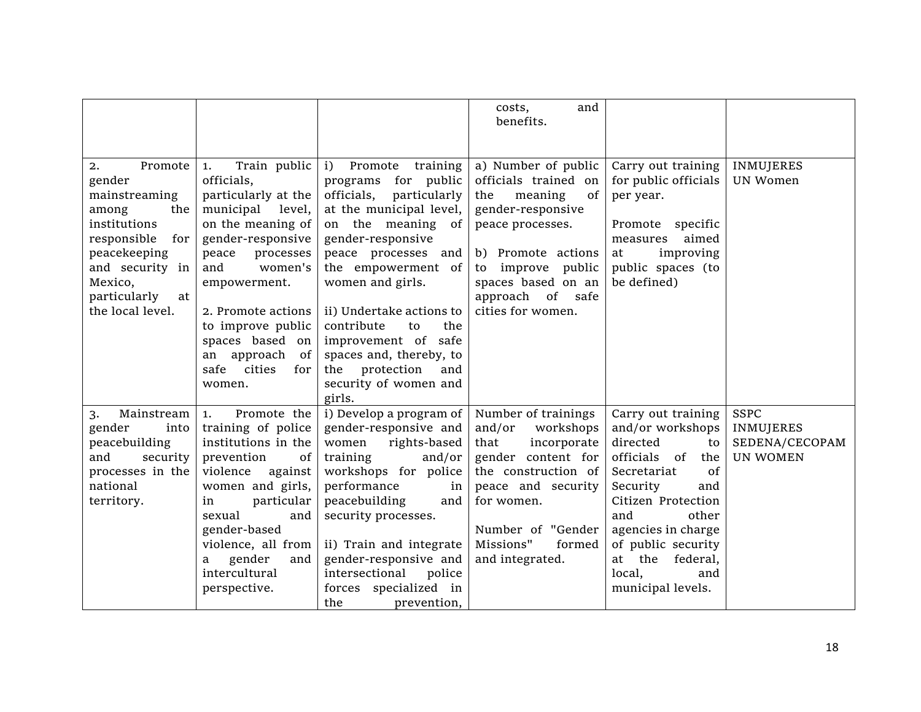| | | | | | |
|---|---|---|---|---|---|
| | | | costs, and benefits. | | |
| 2. Promote gender mainstreaming among the institutions responsible for peacekeeping and security in Mexico, particularly at the local level. | 1. Train public officials, particularly at the municipal level, on the meaning of gender-responsive peace processes and women's empowerment.<br><br>2. Promote actions to improve public spaces based on an approach of safe cities for women. | i) Promote training programs for public officials, particularly at the municipal level, on the meaning of gender-responsive peace processes and the empowerment of women and girls.<br><br>ii) Undertake actions to contribute to the improvement of safe spaces and, thereby, to the protection and security of women and girls. | a) Number of public officials trained on the meaning of gender-responsive peace processes.<br><br>b) Promote actions to improve public spaces based on an approach of safe cities for women. | Carry out training for public officials per year.<br><br>Promote specific measures aimed at improving public spaces (to be defined) | INMUJERES<br>UN Women |
| 3. Mainstream gender into peacebuilding and security processes in the national territory. | 1. Promote the training of police institutions in the prevention of violence against women and girls, in particular sexual and gender-based violence, all from a gender and intercultural perspective. | i) Develop a program of gender-responsive and women rights-based training and/or workshops for police performance in peacebuilding and security processes.<br><br>ii) Train and integrate gender-responsive and intersectional police forces specialized in the prevention, | Number of trainings and/or workshops that incorporate gender content for the construction of peace and security for women.<br><br>Number of "Gender Missions" formed and integrated. | Carry out training and/or workshops directed to officials of the Secretariat of Security and Citizen Protection and other agencies in charge of public security at the federal, local, and municipal levels. | SSPC<br>INMUJERES<br>SEDENA/CECOPAM<br>UN WOMEN |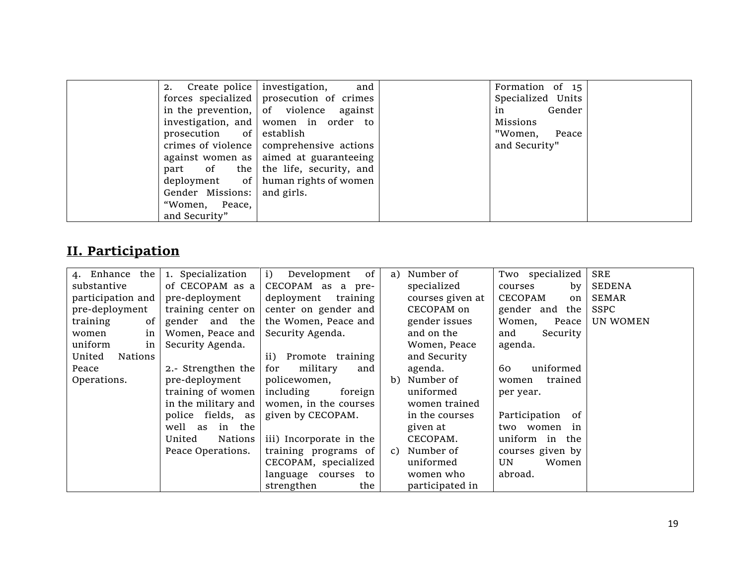| | | | | | |
|---|---|---|---|---|---|
| | 2. Create police forces specialized in the prevention, investigation, and prosecution of crimes of violence against women as part of the deployment of Gender Missions: “Women, Peace, and Security” | investigation, and prosecution of crimes of violence against women in order to establish comprehensive actions aimed at guaranteeing the life, security, and human rights of women and girls. | | Formation of 15 Specialized Units in Gender Missions "Women, Peace and Security" | |

## II. Participation

| | | | | | |
|---|---|---|---|---|---|
| 4. Enhance the substantive participation and pre-deployment training of women in uniform in United Nations Peace Operations. | 1. Specialization of CECOPAM as a pre-deployment training center on gender and the Women, Peace and Security Agenda.<br><br>2.- Strengthen the pre-deployment training of women in the military and police fields, as well as in the United Nations Peace Operations. | i) Development of CECOPAM as a pre-deployment training center on gender and the Women, Peace and Security Agenda.<br><br>ii) Promote training for military and policewomen, including foreign women, in the courses given by CECOPAM.<br><br>iii) Incorporate in the training programs of CECOPAM, specialized language courses to strengthen the | a) Number of specialized courses given at CECOPAM on gender issues and on the Women, Peace and Security agenda.<br>b) Number of uniformed women trained in the courses given at CECOPAM.<br>c) Number of uniformed women who participated in | Two specialized courses by CECOPAM on gender and the Women, Peace and Security agenda.<br><br>60 uniformed women trained per year.<br><br>Participation of two women in uniform in the courses given by UN Women abroad. | SRE<br>SEDENA<br>SEMAR<br>SSPC<br>UN WOMEN |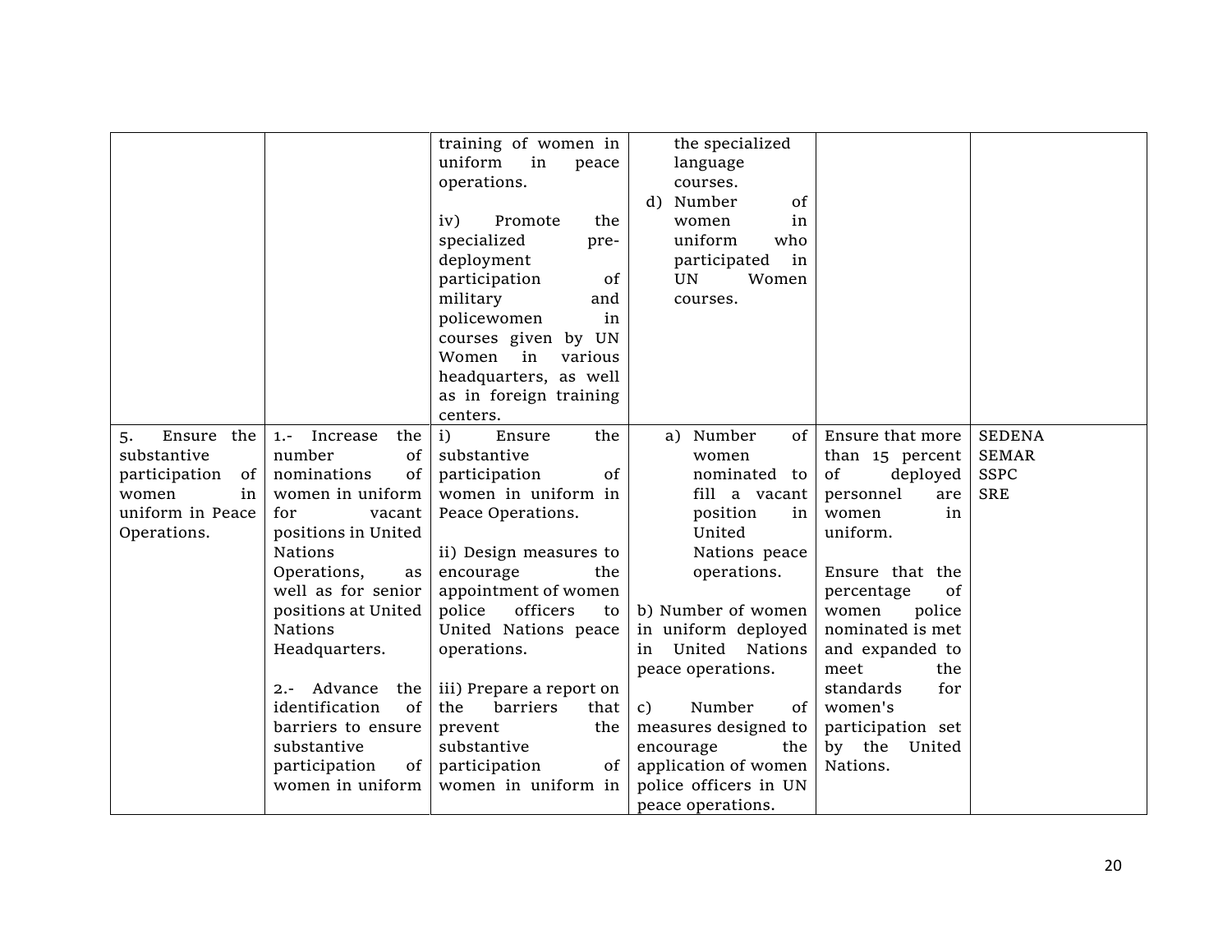| | | | | | |
|---|---|---|---|---|---|
| | | training of women in uniform in peace operations.<br><br>iv) Promote the specialized pre-deployment participation of military and policewomen in courses given by UN Women in various headquarters, as well as in foreign training centers. | the specialized language courses.<br>d) Number of women in uniform who participated in UN Women courses. | | |
| 5. Ensure the substantive participation of women in uniform in Peace Operations. | 1.- Increase the number of nominations of women in uniform for vacant positions in United Nations Operations, as well as for senior positions at United Nations Headquarters.<br><br>2.- Advance the identification of barriers to ensure substantive participation of women in uniform | i) Ensure the substantive participation of women in uniform in Peace Operations.<br><br>ii) Design measures to encourage the appointment of women police officers to United Nations peace operations.<br><br>iii) Prepare a report on the barriers that prevent the substantive participation of women in uniform in | a) Number of women nominated to fill a vacant position in United Nations peace operations.<br><br>b) Number of women in uniform deployed in United Nations peace operations.<br><br>c) Number of measures designed to encourage the application of women police officers in UN peace operations. | Ensure that more than 15 percent of deployed personnel are women in uniform.<br><br>Ensure that the percentage of women police nominated is met and expanded to meet the standards for women's participation set by the United Nations. | SEDENA<br>SEMAR<br>SSPC<br>SRE |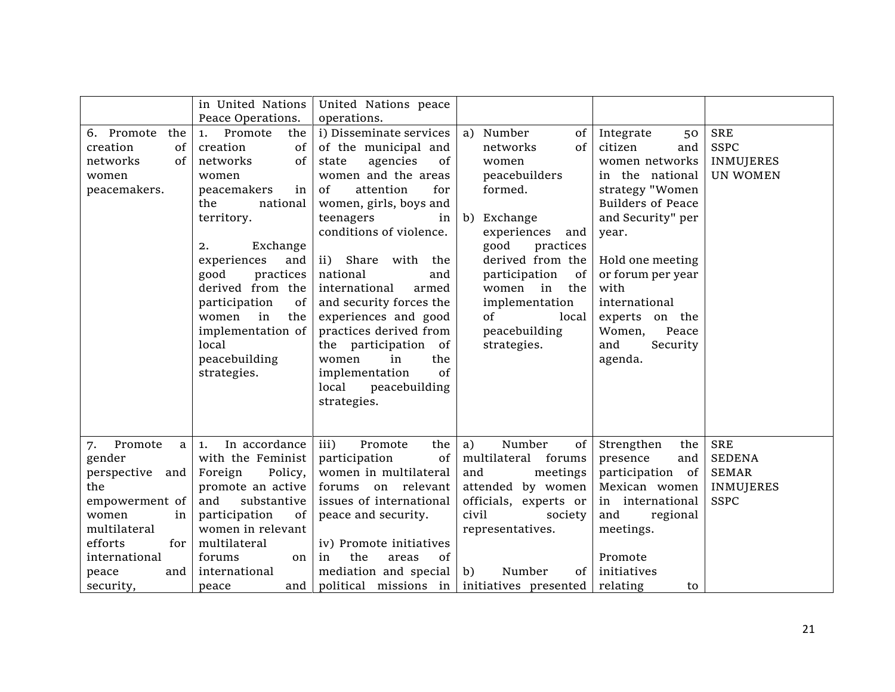| | in United Nations Peace Operations. | United Nations peace operations. | | | |
|---|---|---|---|---|---|
| 6. Promote the creation of networks of women peacemakers. | 1. Promote the creation of networks of women peacemakers in the national territory.<br><br>2. Exchange experiences and good practices derived from the participation of women in the implementation of local peacebuilding strategies. | i) Disseminate services of the municipal and state agencies of women and the areas of attention for women, girls, boys and teenagers in conditions of violence.<br><br>ii) Share with the national and international armed and security forces the experiences and good practices derived from the participation of women in the implementation of local peacebuilding strategies. | a) Number of networks of women peacebuilders formed.<br><br>b) Exchange experiences and good practices derived from the participation of women in the implementation of local peacebuilding strategies. | Integrate 50 citizen and women networks in the national strategy "Women Builders of Peace and Security" per year.<br><br>Hold one meeting or forum per year with international experts on the Women, Peace and Security agenda. | SRE<br>SSPC<br>INMUJERES<br>UN WOMEN |
| 7. Promote a gender perspective and the empowerment of women in multilateral efforts for international peace and security, | 1. In accordance with the Feminist Foreign Policy, promote an active and substantive participation of women in relevant multilateral forums on international peace and | iii) Promote the participation of women in multilateral forums on relevant issues of international peace and security.<br><br>iv) Promote initiatives in the areas of mediation and special political missions in | a) Number of multilateral forums and meetings attended by women officials, experts or civil society representatives.<br><br>b) Number of initiatives presented | Strengthen the presence and participation of Mexican women in international and regional meetings.<br><br>Promote initiatives relating to | SRE<br>SEDENA<br>SEMAR<br>INMUJERES<br>SSPC |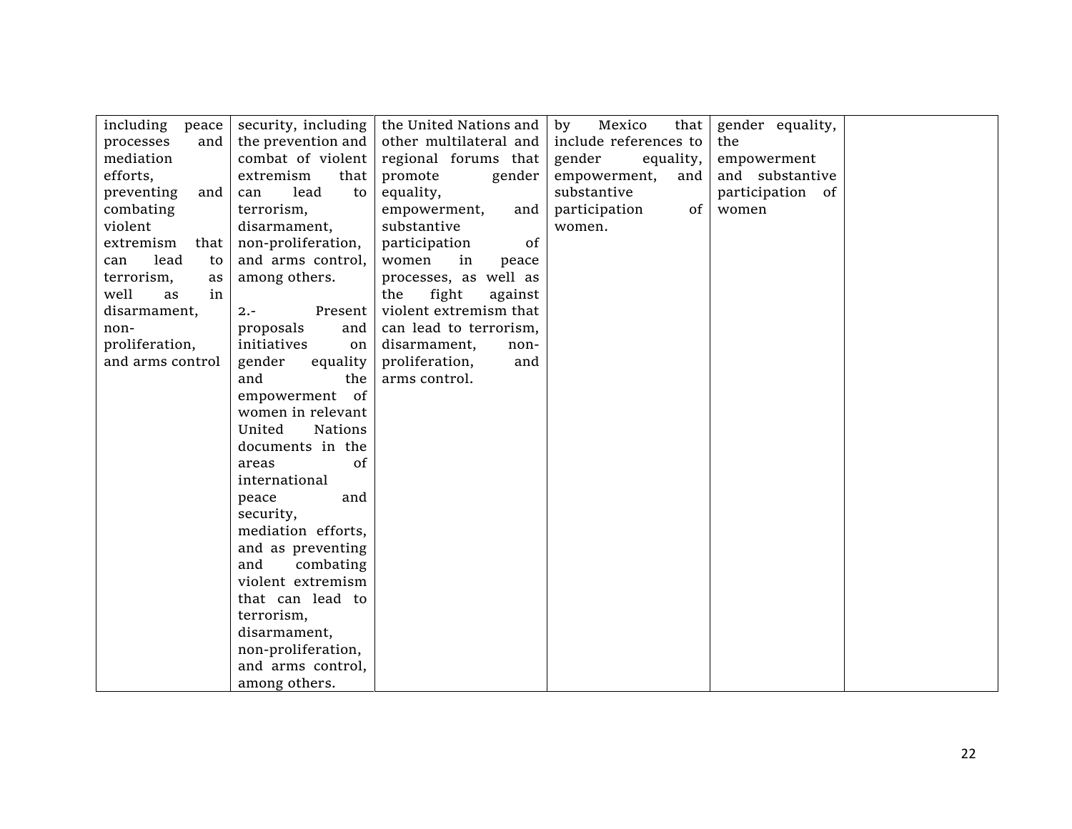| | | | | | |
|---|---|---|---|---|---|
| including peace processes and mediation efforts, preventing and combating violent extremism that can lead to terrorism, as well as in disarmament, non-proliferation, and arms control | security, including the prevention and combat of violent extremism that can lead to terrorism, disarmament, non-proliferation, and arms control, among others.<br><br>2.- Present proposals and initiatives on gender equality and the empowerment of women in relevant United Nations documents in the areas of international peace and security, mediation efforts, and as preventing and combating violent extremism that can lead to terrorism, disarmament, non-proliferation, and arms control, among others. | the United Nations and other multilateral and regional forums that promote gender equality, empowerment, and substantive participation of women in peace processes, as well as the fight against violent extremism that can lead to terrorism, disarmament, non-proliferation, and arms control. | by Mexico that include references to gender equality, empowerment, and substantive participation of women. | gender equality, the empowerment and substantive participation of women | |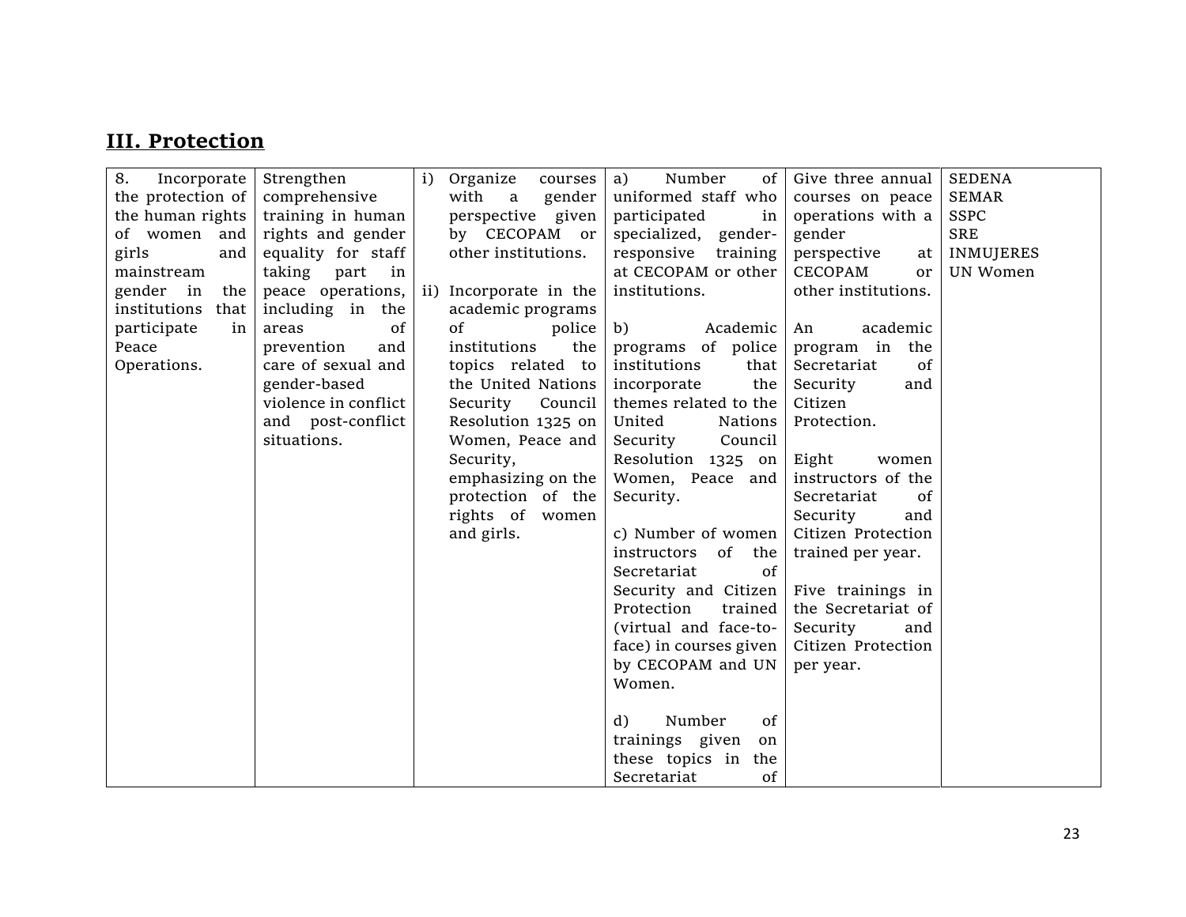## III. Protection

| | | | | | |
|---|---|---|---|---|---|
| 8. Incorporate the protection of the human rights of women and girls and mainstream gender in the institutions that participate in Peace Operations. | Strengthen comprehensive training in human rights and gender equality for staff taking part in peace operations, including in the areas of prevention and care of sexual and gender-based violence in conflict and post-conflict situations. | i) Organize courses with a gender perspective given by CECOPAM or other institutions.<br><br>ii) Incorporate in the academic programs of police institutions the topics related to the United Nations Security Council Resolution 1325 on Women, Peace and Security, emphasizing on the protection of the rights of women and girls. | a) Number of uniformed staff who participated in specialized, gender-responsive training at CECOPAM or other institutions.<br><br>b) Academic programs of police institutions that incorporate the themes related to the United Nations Security Council Resolution 1325 on Women, Peace and Security.<br><br>c) Number of women instructors of the Secretariat of Security and Citizen Protection trained (virtual and face-to-face) in courses given by CECOPAM and UN Women.<br><br>d) Number of trainings given on these topics in the Secretariat of | Give three annual courses on peace operations with a gender perspective at CECOPAM or other institutions.<br><br>An academic program in the Secretariat of Security and Citizen Protection.<br><br>Eight women instructors of the Secretariat of Security and Citizen Protection trained per year.<br><br>Five trainings in the Secretariat of Security and Citizen Protection per year. | SEDENA<br>SEMAR<br>SSPC<br>SRE<br>INMUJERES<br>UN Women |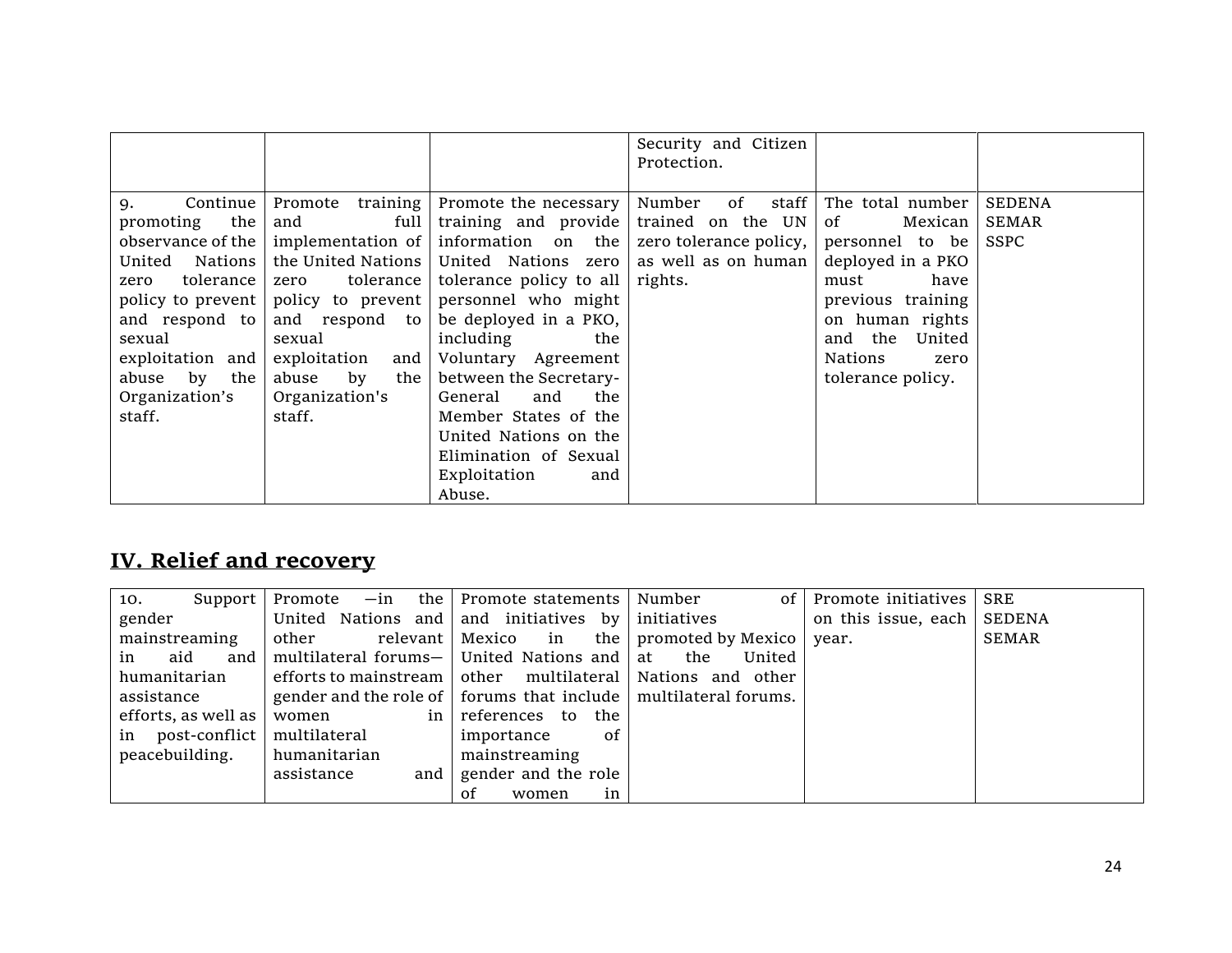| | | | Security and Citizen Protection. | | |
|---|---|---|---|---|---|
| 9. Continue promoting the observance of the United Nations zero tolerance policy to prevent and respond to sexual exploitation and abuse by the Organization's staff. | Promote training and full implementation of the United Nations zero tolerance policy to prevent and respond to sexual exploitation and abuse by the Organization's staff. | Promote the necessary training and provide information on the United Nations zero tolerance policy to all personnel who might be deployed in a PKO, including the Voluntary Agreement between the Secretary-General and the Member States of the United Nations on the Elimination of Sexual Exploitation and Abuse. | Number of staff trained on the UN zero tolerance policy, as well as on human rights. | The total number of Mexican personnel to be deployed in a PKO must have previous training on human rights and the United Nations zero tolerance policy. | SEDENA SEMAR SSPC |

## IV. Relief and recovery

| | | | | | |
|---|---|---|---|---|---|
| 10. Support gender mainstreaming in aid and humanitarian assistance efforts, as well as in post-conflict peacebuilding. | Promote —in the United Nations and other relevant multilateral forums— efforts to mainstream gender and the role of women in multilateral humanitarian assistance and | Promote statements and initiatives by Mexico in the United Nations and other multilateral forums that include references to the importance of mainstreaming gender and the role of women in | Number of initiatives promoted by Mexico at the United Nations and other multilateral forums. | Promote initiatives on this issue, each year. | SRE SEDENA SEMAR |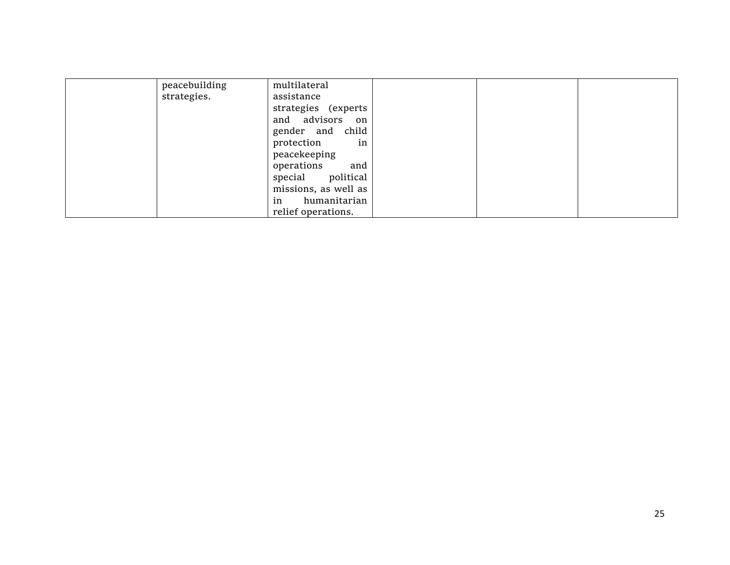| | | | | | |
|---|---|---|---|---|---|
| | peacebuilding strategies. | multilateral assistance strategies (experts and advisors on gender and child protection in peacekeeping operations and special political missions, as well as in humanitarian relief operations. | | | |